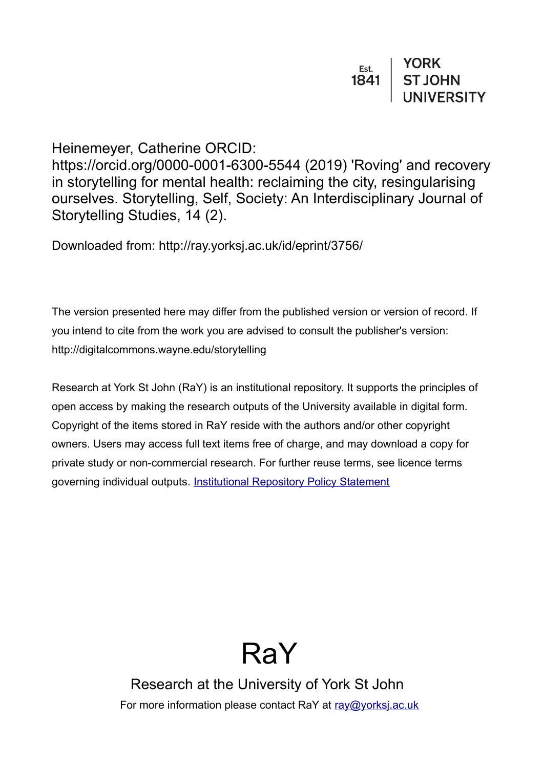Est. 1841 | YORK ST JOHN UNIVERSITY

Heinemeyer, Catherine ORCID: https://orcid.org/0000-0001-6300-5544 (2019) 'Roving' and recovery in storytelling for mental health: reclaiming the city, resingularising ourselves. Storytelling, Self, Society: An Interdisciplinary Journal of Storytelling Studies, 14 (2).

Downloaded from: http://ray.yorksj.ac.uk/id/eprint/3756/

The version presented here may differ from the published version or version of record. If you intend to cite from the work you are advised to consult the publisher's version: http://digitalcommons.wayne.edu/storytelling

Research at York St John (RaY) is an institutional repository. It supports the principles of open access by making the research outputs of the University available in digital form. Copyright of the items stored in RaY reside with the authors and/or other copyright owners. Users may access full text items free of charge, and may download a copy for private study or non-commercial research. For further reuse terms, see licence terms governing individual outputs. [Institutional Repository Policy Statement]

# RaY

Research at the University of York St John

For more information please contact RaY at ray@yorksj.ac.uk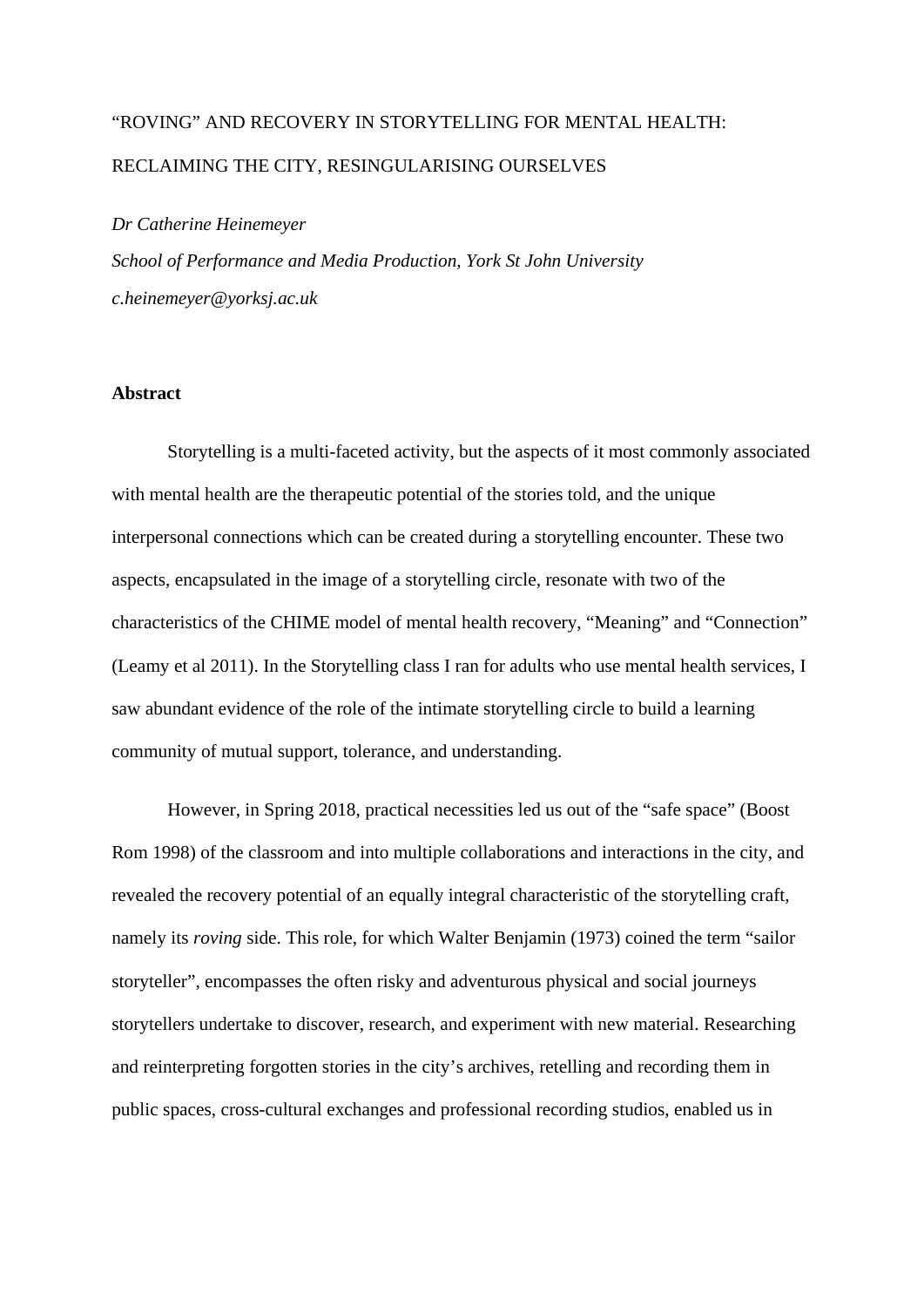“ROVING” AND RECOVERY IN STORYTELLING FOR MENTAL HEALTH: RECLAIMING THE CITY, RESINGULARISING OURSELVES

*Dr Catherine Heinemeyer*

*School of Performance and Media Production, York St John University*

*c.heinemeyer@yorksj.ac.uk*

**Abstract**

Storytelling is a multi-faceted activity, but the aspects of it most commonly associated with mental health are the therapeutic potential of the stories told, and the unique interpersonal connections which can be created during a storytelling encounter. These two aspects, encapsulated in the image of a storytelling circle, resonate with two of the characteristics of the CHIME model of mental health recovery, “Meaning” and “Connection” (Leamy et al 2011). In the Storytelling class I ran for adults who use mental health services, I saw abundant evidence of the role of the intimate storytelling circle to build a learning community of mutual support, tolerance, and understanding.

However, in Spring 2018, practical necessities led us out of the “safe space” (Boost Rom 1998) of the classroom and into multiple collaborations and interactions in the city, and revealed the recovery potential of an equally integral characteristic of the storytelling craft, namely its *roving* side. This role, for which Walter Benjamin (1973) coined the term “sailor storyteller”, encompasses the often risky and adventurous physical and social journeys storytellers undertake to discover, research, and experiment with new material. Researching and reinterpreting forgotten stories in the city’s archives, retelling and recording them in public spaces, cross-cultural exchanges and professional recording studios, enabled us in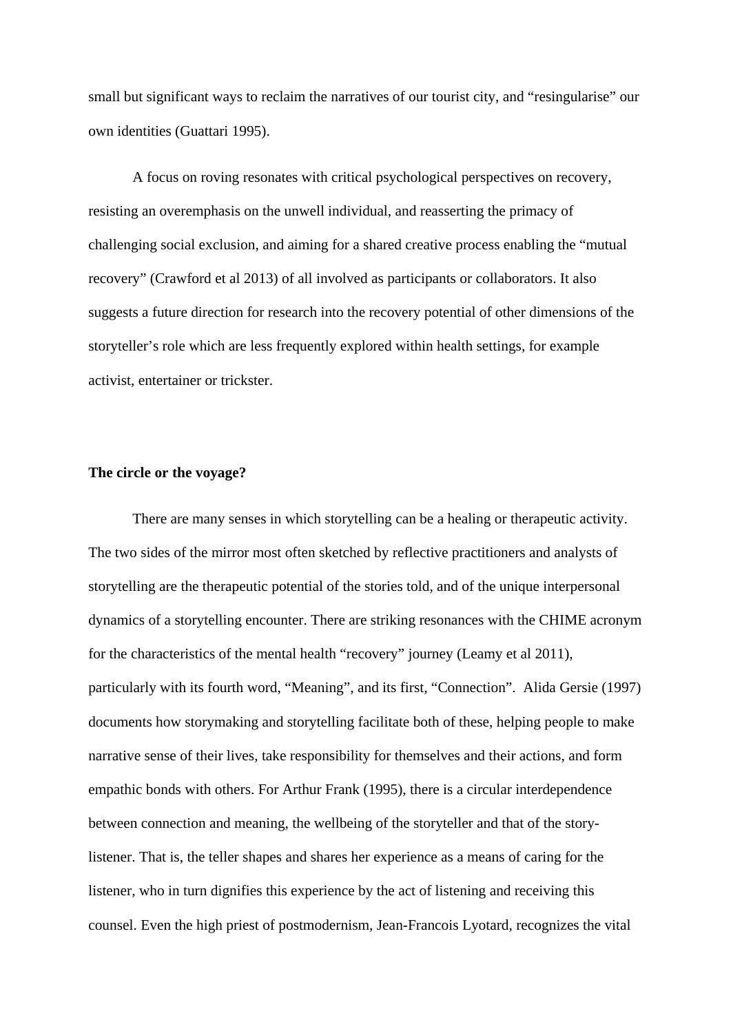small but significant ways to reclaim the narratives of our tourist city, and "resingularise" our own identities (Guattari 1995).

A focus on roving resonates with critical psychological perspectives on recovery, resisting an overemphasis on the unwell individual, and reasserting the primacy of challenging social exclusion, and aiming for a shared creative process enabling the "mutual recovery" (Crawford et al 2013) of all involved as participants or collaborators. It also suggests a future direction for research into the recovery potential of other dimensions of the storyteller's role which are less frequently explored within health settings, for example activist, entertainer or trickster.

**The circle or the voyage?**

There are many senses in which storytelling can be a healing or therapeutic activity. The two sides of the mirror most often sketched by reflective practitioners and analysts of storytelling are the therapeutic potential of the stories told, and of the unique interpersonal dynamics of a storytelling encounter. There are striking resonances with the CHIME acronym for the characteristics of the mental health "recovery" journey (Leamy et al 2011), particularly with its fourth word, "Meaning", and its first, "Connection". Alida Gersie (1997) documents how storymaking and storytelling facilitate both of these, helping people to make narrative sense of their lives, take responsibility for themselves and their actions, and form empathic bonds with others. For Arthur Frank (1995), there is a circular interdependence between connection and meaning, the wellbeing of the storyteller and that of the story-listener. That is, the teller shapes and shares her experience as a means of caring for the listener, who in turn dignifies this experience by the act of listening and receiving this counsel. Even the high priest of postmodernism, Jean-Francois Lyotard, recognizes the vital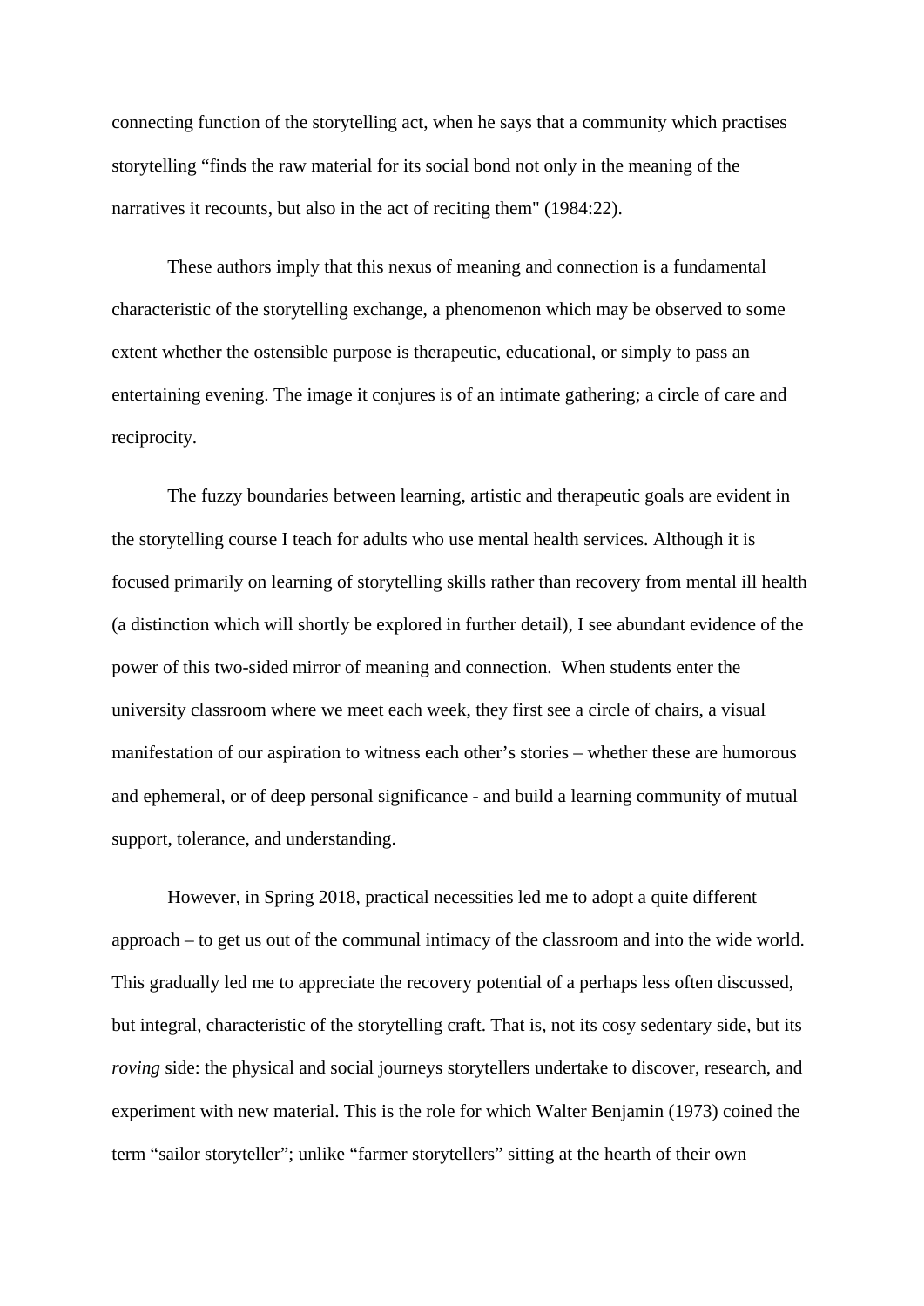connecting function of the storytelling act, when he says that a community which practises storytelling “finds the raw material for its social bond not only in the meaning of the narratives it recounts, but also in the act of reciting them" (1984:22).

These authors imply that this nexus of meaning and connection is a fundamental characteristic of the storytelling exchange, a phenomenon which may be observed to some extent whether the ostensible purpose is therapeutic, educational, or simply to pass an entertaining evening. The image it conjures is of an intimate gathering; a circle of care and reciprocity.

The fuzzy boundaries between learning, artistic and therapeutic goals are evident in the storytelling course I teach for adults who use mental health services. Although it is focused primarily on learning of storytelling skills rather than recovery from mental ill health (a distinction which will shortly be explored in further detail), I see abundant evidence of the power of this two-sided mirror of meaning and connection.  When students enter the university classroom where we meet each week, they first see a circle of chairs, a visual manifestation of our aspiration to witness each other’s stories – whether these are humorous and ephemeral, or of deep personal significance - and build a learning community of mutual support, tolerance, and understanding.

However, in Spring 2018, practical necessities led me to adopt a quite different approach – to get us out of the communal intimacy of the classroom and into the wide world. This gradually led me to appreciate the recovery potential of a perhaps less often discussed, but integral, characteristic of the storytelling craft. That is, not its cosy sedentary side, but its *roving* side: the physical and social journeys storytellers undertake to discover, research, and experiment with new material. This is the role for which Walter Benjamin (1973) coined the term “sailor storyteller”; unlike “farmer storytellers” sitting at the hearth of their own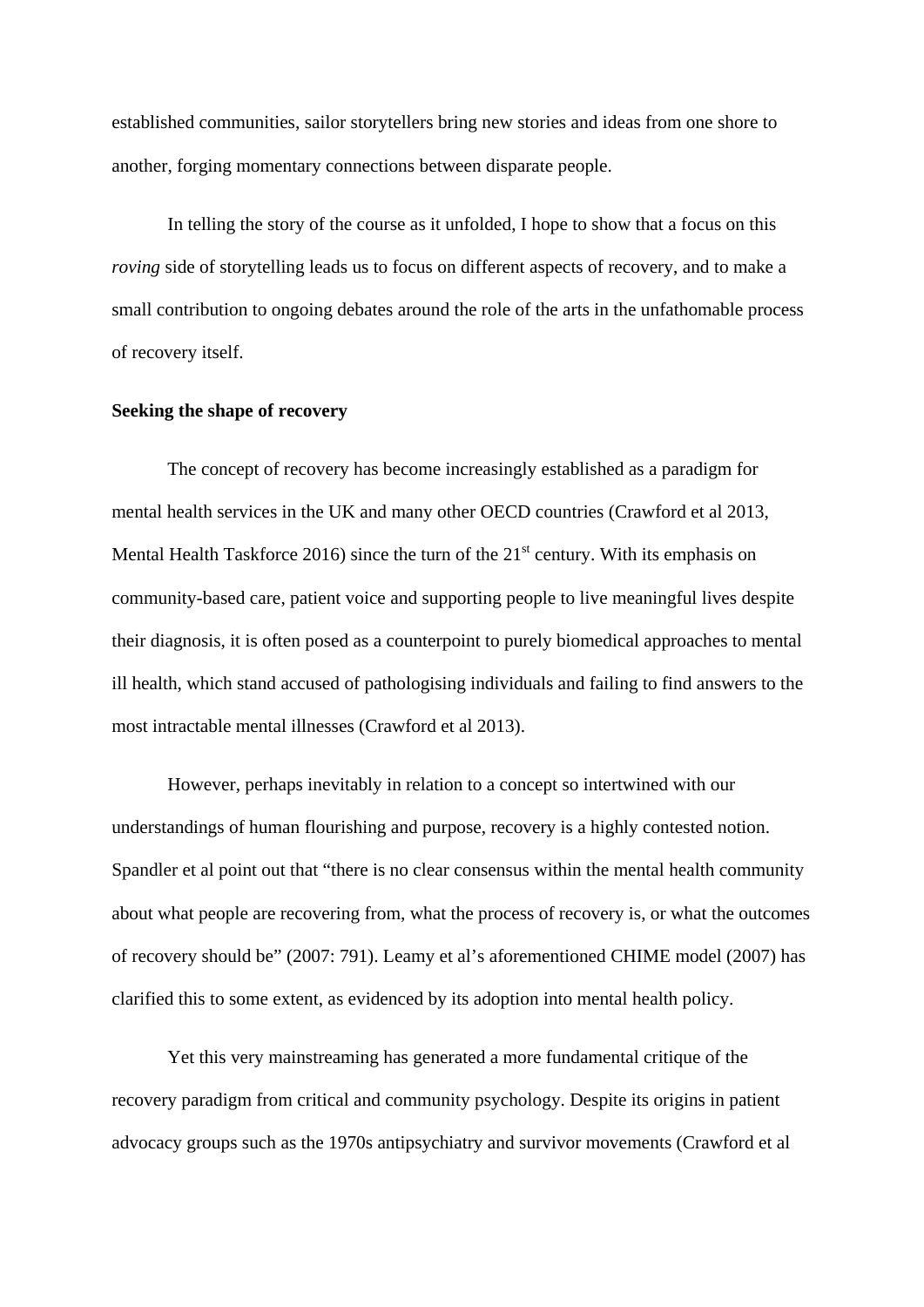established communities, sailor storytellers bring new stories and ideas from one shore to another, forging momentary connections between disparate people.

In telling the story of the course as it unfolded, I hope to show that a focus on this *roving* side of storytelling leads us to focus on different aspects of recovery, and to make a small contribution to ongoing debates around the role of the arts in the unfathomable process of recovery itself.

**Seeking the shape of recovery**

The concept of recovery has become increasingly established as a paradigm for mental health services in the UK and many other OECD countries (Crawford et al 2013, Mental Health Taskforce 2016) since the turn of the 21st century. With its emphasis on community-based care, patient voice and supporting people to live meaningful lives despite their diagnosis, it is often posed as a counterpoint to purely biomedical approaches to mental ill health, which stand accused of pathologising individuals and failing to find answers to the most intractable mental illnesses (Crawford et al 2013).

However, perhaps inevitably in relation to a concept so intertwined with our understandings of human flourishing and purpose, recovery is a highly contested notion. Spandler et al point out that "there is no clear consensus within the mental health community about what people are recovering from, what the process of recovery is, or what the outcomes of recovery should be" (2007: 791). Leamy et al's aforementioned CHIME model (2007) has clarified this to some extent, as evidenced by its adoption into mental health policy.

Yet this very mainstreaming has generated a more fundamental critique of the recovery paradigm from critical and community psychology. Despite its origins in patient advocacy groups such as the 1970s antipsychiatry and survivor movements (Crawford et al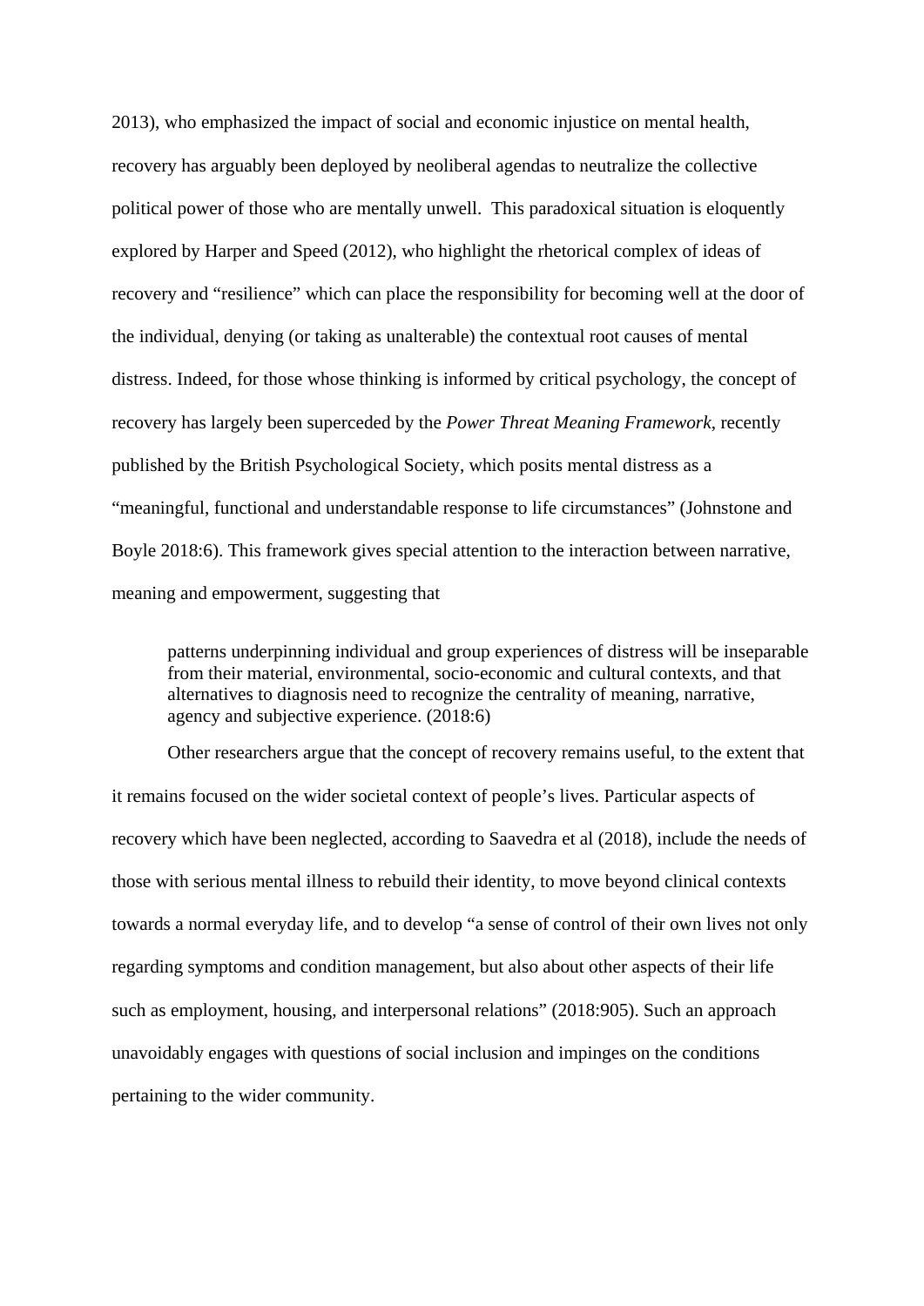2013), who emphasized the impact of social and economic injustice on mental health, recovery has arguably been deployed by neoliberal agendas to neutralize the collective political power of those who are mentally unwell.  This paradoxical situation is eloquently explored by Harper and Speed (2012), who highlight the rhetorical complex of ideas of recovery and "resilience" which can place the responsibility for becoming well at the door of the individual, denying (or taking as unalterable) the contextual root causes of mental distress. Indeed, for those whose thinking is informed by critical psychology, the concept of recovery has largely been superceded by the *Power Threat Meaning Framework*, recently published by the British Psychological Society, which posits mental distress as a "meaningful, functional and understandable response to life circumstances" (Johnstone and Boyle 2018:6). This framework gives special attention to the interaction between narrative, meaning and empowerment, suggesting that

> patterns underpinning individual and group experiences of distress will be inseparable from their material, environmental, socio-economic and cultural contexts, and that alternatives to diagnosis need to recognize the centrality of meaning, narrative, agency and subjective experience. (2018:6)

Other researchers argue that the concept of recovery remains useful, to the extent that it remains focused on the wider societal context of people's lives. Particular aspects of recovery which have been neglected, according to Saavedra et al (2018), include the needs of those with serious mental illness to rebuild their identity, to move beyond clinical contexts towards a normal everyday life, and to develop "a sense of control of their own lives not only regarding symptoms and condition management, but also about other aspects of their life such as employment, housing, and interpersonal relations" (2018:905). Such an approach unavoidably engages with questions of social inclusion and impinges on the conditions pertaining to the wider community.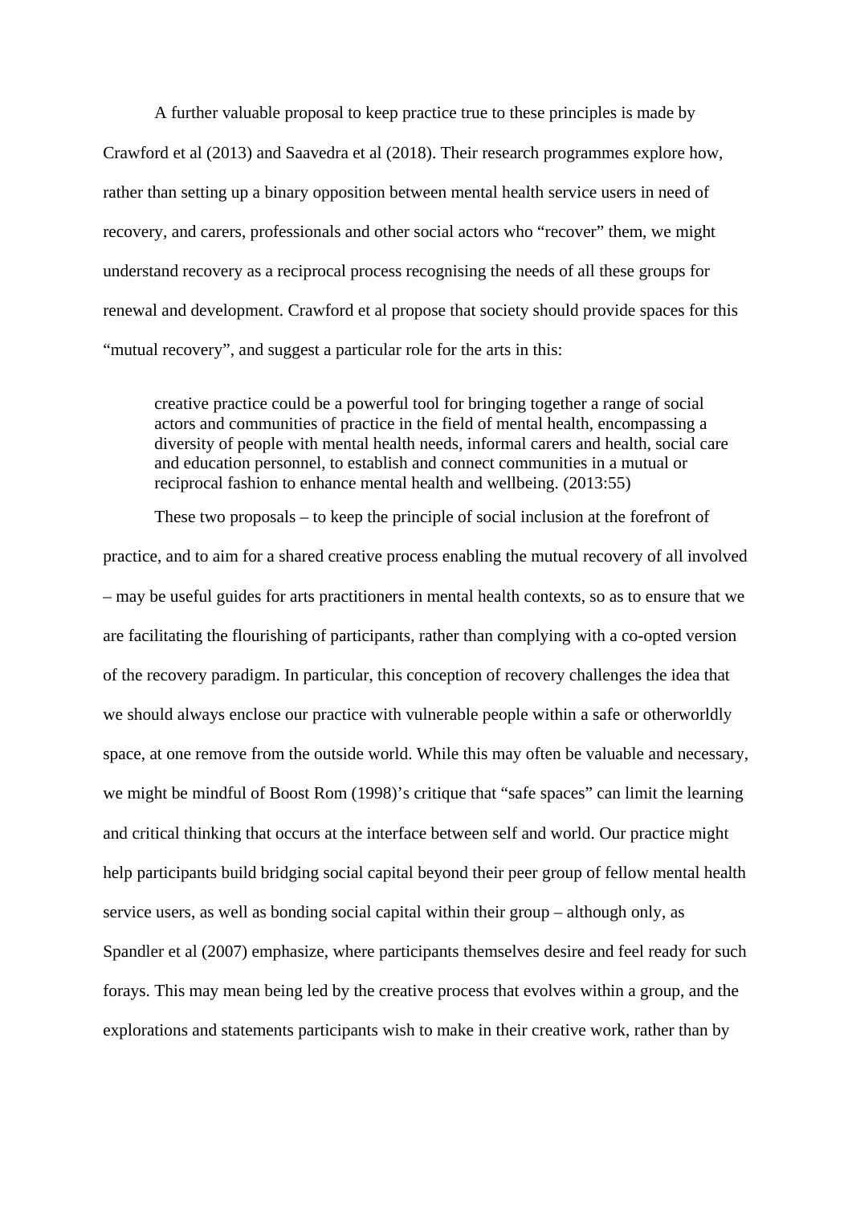A further valuable proposal to keep practice true to these principles is made by Crawford et al (2013) and Saavedra et al (2018). Their research programmes explore how, rather than setting up a binary opposition between mental health service users in need of recovery, and carers, professionals and other social actors who "recover" them, we might understand recovery as a reciprocal process recognising the needs of all these groups for renewal and development. Crawford et al propose that society should provide spaces for this "mutual recovery", and suggest a particular role for the arts in this:

> creative practice could be a powerful tool for bringing together a range of social actors and communities of practice in the field of mental health, encompassing a diversity of people with mental health needs, informal carers and health, social care and education personnel, to establish and connect communities in a mutual or reciprocal fashion to enhance mental health and wellbeing. (2013:55)

These two proposals – to keep the principle of social inclusion at the forefront of practice, and to aim for a shared creative process enabling the mutual recovery of all involved – may be useful guides for arts practitioners in mental health contexts, so as to ensure that we are facilitating the flourishing of participants, rather than complying with a co-opted version of the recovery paradigm. In particular, this conception of recovery challenges the idea that we should always enclose our practice with vulnerable people within a safe or otherworldly space, at one remove from the outside world. While this may often be valuable and necessary, we might be mindful of Boost Rom (1998)'s critique that "safe spaces" can limit the learning and critical thinking that occurs at the interface between self and world. Our practice might help participants build bridging social capital beyond their peer group of fellow mental health service users, as well as bonding social capital within their group – although only, as Spandler et al (2007) emphasize, where participants themselves desire and feel ready for such forays. This may mean being led by the creative process that evolves within a group, and the explorations and statements participants wish to make in their creative work, rather than by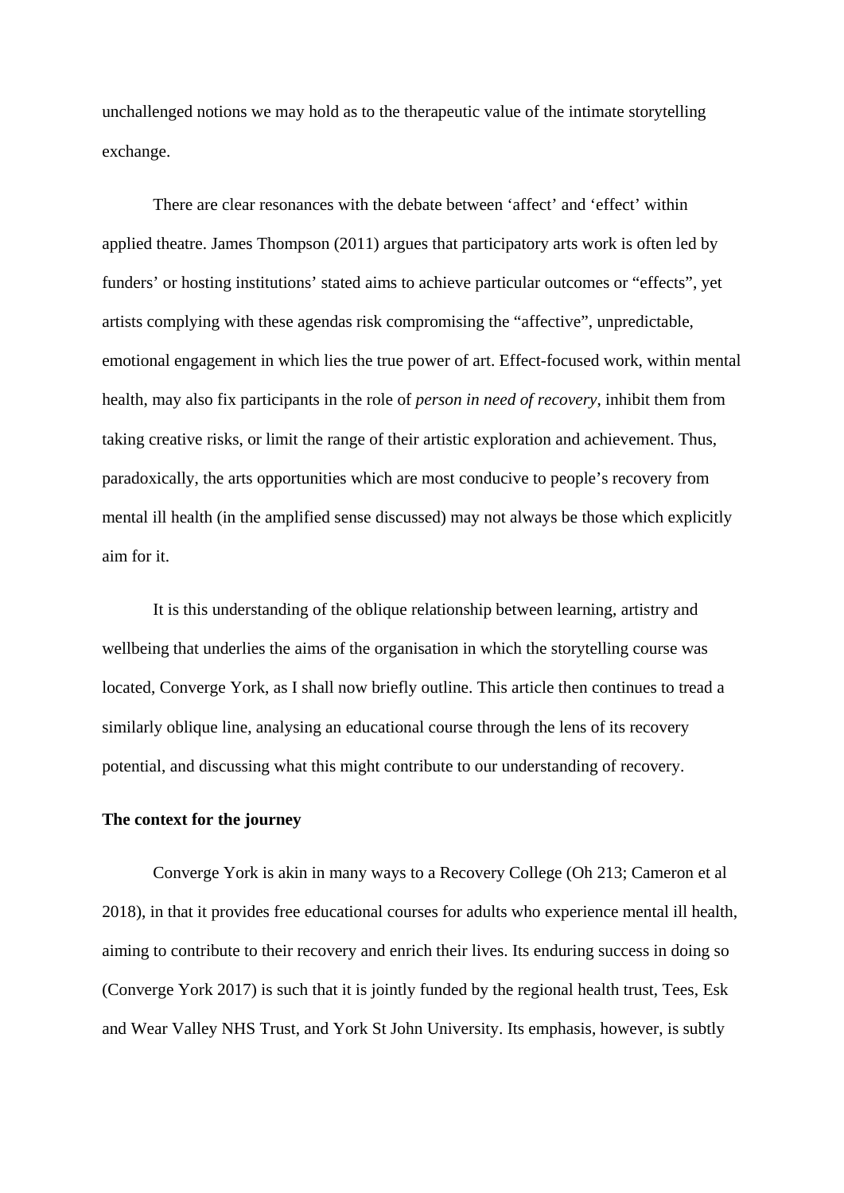unchallenged notions we may hold as to the therapeutic value of the intimate storytelling exchange.

There are clear resonances with the debate between 'affect' and 'effect' within applied theatre. James Thompson (2011) argues that participatory arts work is often led by funders' or hosting institutions' stated aims to achieve particular outcomes or "effects", yet artists complying with these agendas risk compromising the "affective", unpredictable, emotional engagement in which lies the true power of art. Effect-focused work, within mental health, may also fix participants in the role of *person in need of recovery*, inhibit them from taking creative risks, or limit the range of their artistic exploration and achievement. Thus, paradoxically, the arts opportunities which are most conducive to people's recovery from mental ill health (in the amplified sense discussed) may not always be those which explicitly aim for it.

It is this understanding of the oblique relationship between learning, artistry and wellbeing that underlies the aims of the organisation in which the storytelling course was located, Converge York, as I shall now briefly outline. This article then continues to tread a similarly oblique line, analysing an educational course through the lens of its recovery potential, and discussing what this might contribute to our understanding of recovery.

**The context for the journey**

Converge York is akin in many ways to a Recovery College (Oh 213; Cameron et al 2018), in that it provides free educational courses for adults who experience mental ill health, aiming to contribute to their recovery and enrich their lives. Its enduring success in doing so (Converge York 2017) is such that it is jointly funded by the regional health trust, Tees, Esk and Wear Valley NHS Trust, and York St John University. Its emphasis, however, is subtly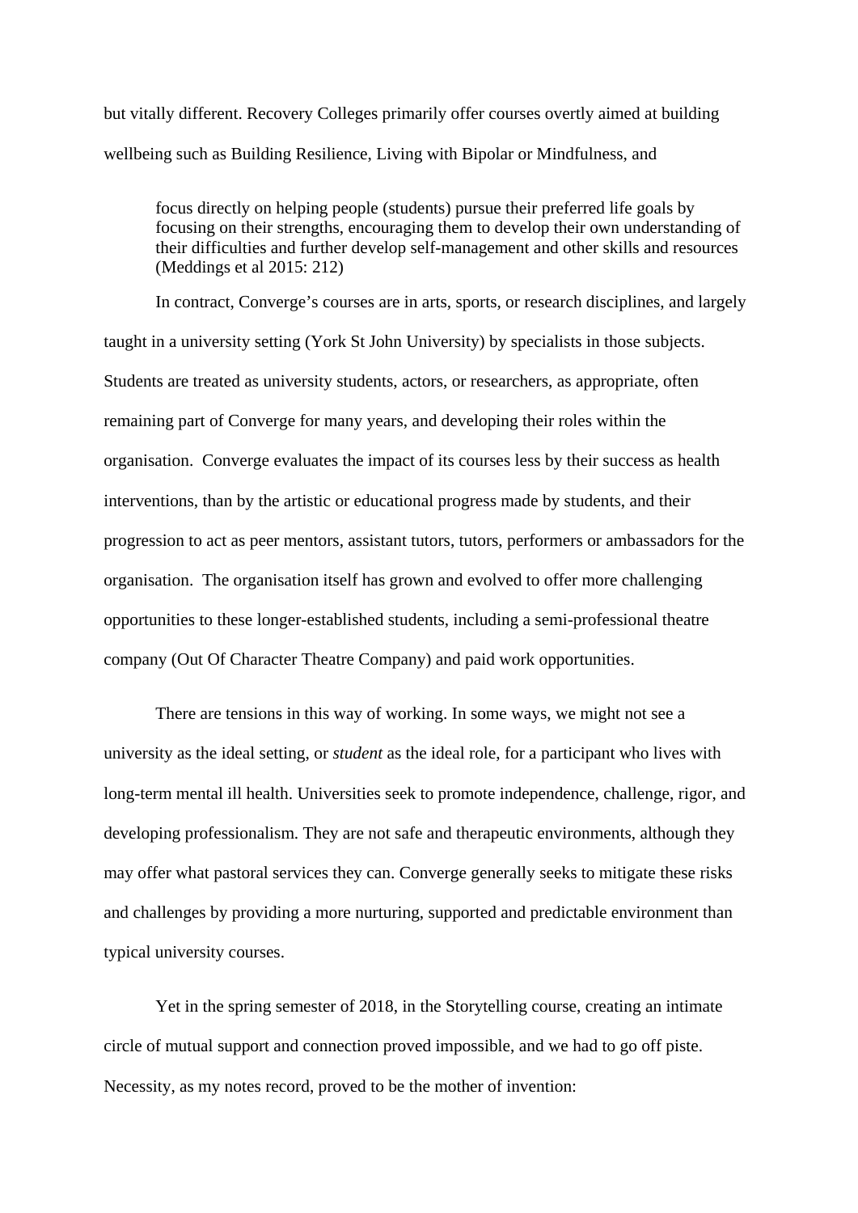but vitally different. Recovery Colleges primarily offer courses overtly aimed at building wellbeing such as Building Resilience, Living with Bipolar or Mindfulness, and

> focus directly on helping people (students) pursue their preferred life goals by focusing on their strengths, encouraging them to develop their own understanding of their difficulties and further develop self-management and other skills and resources (Meddings et al 2015: 212)

In contract, Converge's courses are in arts, sports, or research disciplines, and largely taught in a university setting (York St John University) by specialists in those subjects. Students are treated as university students, actors, or researchers, as appropriate, often remaining part of Converge for many years, and developing their roles within the organisation. Converge evaluates the impact of its courses less by their success as health interventions, than by the artistic or educational progress made by students, and their progression to act as peer mentors, assistant tutors, tutors, performers or ambassadors for the organisation. The organisation itself has grown and evolved to offer more challenging opportunities to these longer-established students, including a semi-professional theatre company (Out Of Character Theatre Company) and paid work opportunities.

There are tensions in this way of working. In some ways, we might not see a university as the ideal setting, or *student* as the ideal role, for a participant who lives with long-term mental ill health. Universities seek to promote independence, challenge, rigor, and developing professionalism. They are not safe and therapeutic environments, although they may offer what pastoral services they can. Converge generally seeks to mitigate these risks and challenges by providing a more nurturing, supported and predictable environment than typical university courses.

Yet in the spring semester of 2018, in the Storytelling course, creating an intimate circle of mutual support and connection proved impossible, and we had to go off piste. Necessity, as my notes record, proved to be the mother of invention: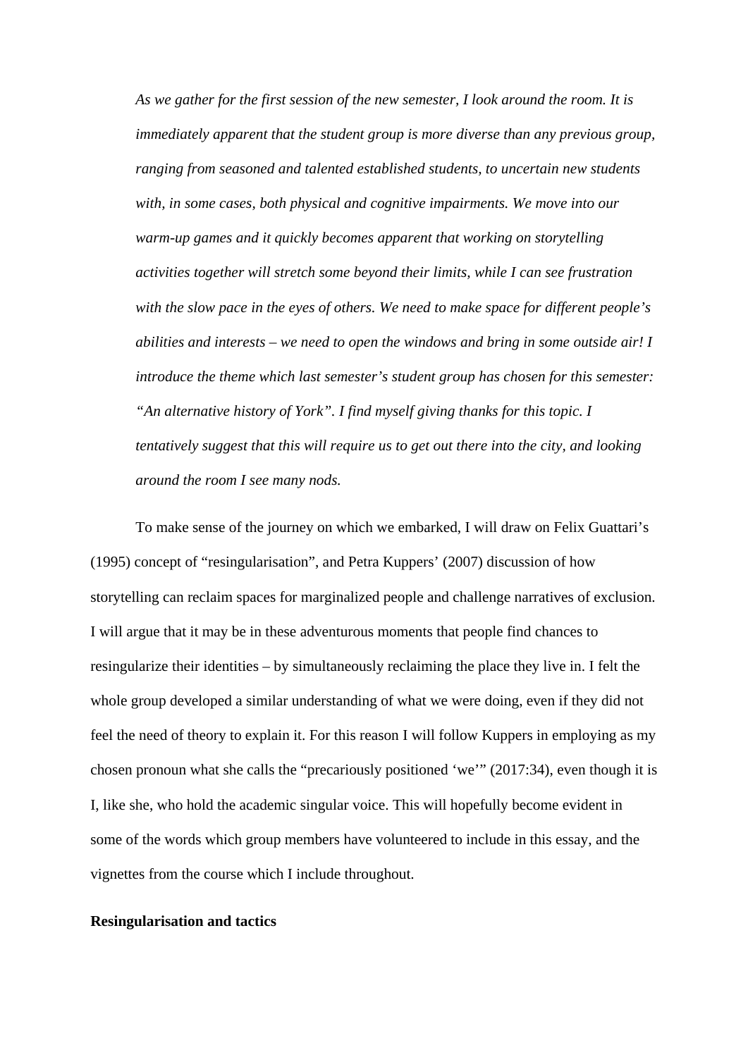*As we gather for the first session of the new semester, I look around the room. It is immediately apparent that the student group is more diverse than any previous group, ranging from seasoned and talented established students, to uncertain new students with, in some cases, both physical and cognitive impairments. We move into our warm-up games and it quickly becomes apparent that working on storytelling activities together will stretch some beyond their limits, while I can see frustration with the slow pace in the eyes of others. We need to make space for different people's abilities and interests – we need to open the windows and bring in some outside air! I introduce the theme which last semester's student group has chosen for this semester: "An alternative history of York". I find myself giving thanks for this topic. I tentatively suggest that this will require us to get out there into the city, and looking around the room I see many nods.*

To make sense of the journey on which we embarked, I will draw on Felix Guattari's (1995) concept of "resingularisation", and Petra Kuppers' (2007) discussion of how storytelling can reclaim spaces for marginalized people and challenge narratives of exclusion. I will argue that it may be in these adventurous moments that people find chances to resingularize their identities – by simultaneously reclaiming the place they live in. I felt the whole group developed a similar understanding of what we were doing, even if they did not feel the need of theory to explain it. For this reason I will follow Kuppers in employing as my chosen pronoun what she calls the "precariously positioned 'we'" (2017:34), even though it is I, like she, who hold the academic singular voice. This will hopefully become evident in some of the words which group members have volunteered to include in this essay, and the vignettes from the course which I include throughout.

**Resingularisation and tactics**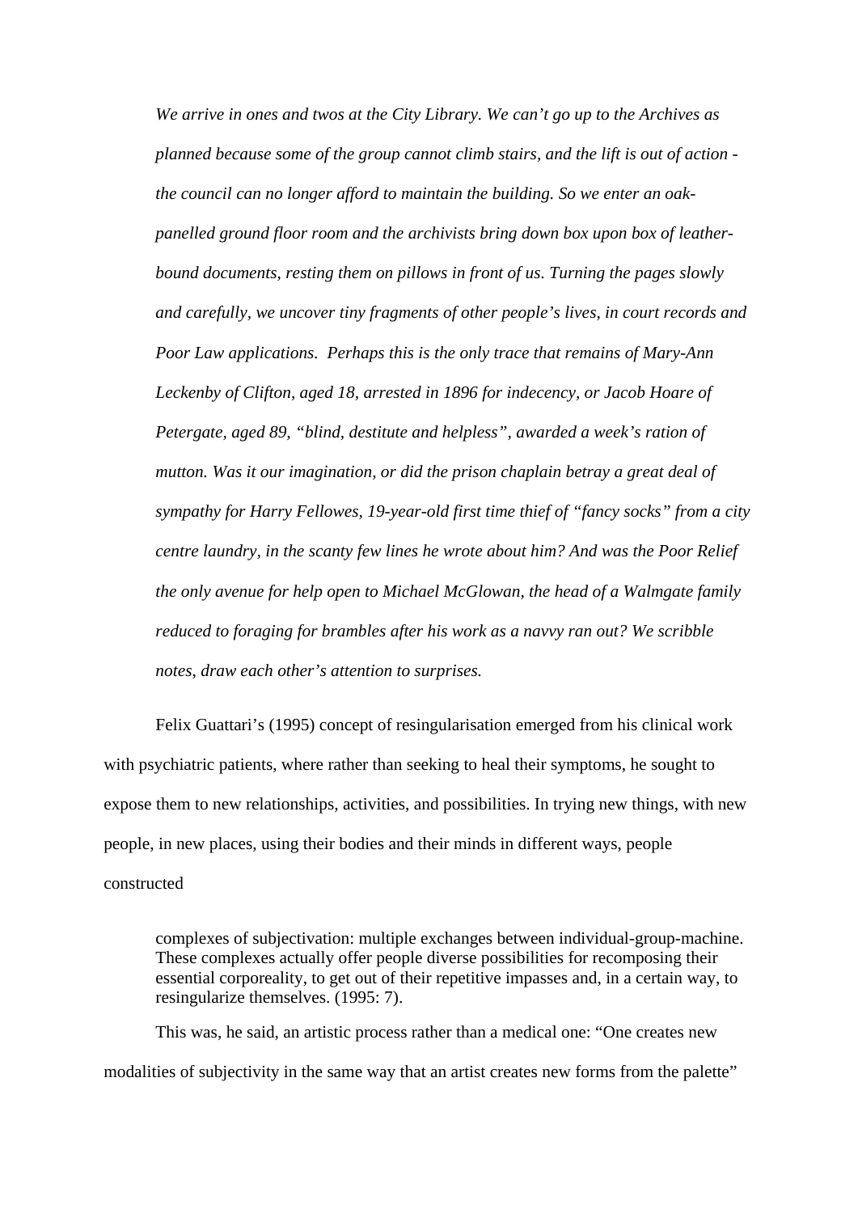> *We arrive in ones and twos at the City Library. We can't go up to the Archives as planned because some of the group cannot climb stairs, and the lift is out of action - the council can no longer afford to maintain the building. So we enter an oak-panelled ground floor room and the archivists bring down box upon box of leather-bound documents, resting them on pillows in front of us. Turning the pages slowly and carefully, we uncover tiny fragments of other people's lives, in court records and Poor Law applications. Perhaps this is the only trace that remains of Mary-Ann Leckenby of Clifton, aged 18, arrested in 1896 for indecency, or Jacob Hoare of Petergate, aged 89, "blind, destitute and helpless", awarded a week's ration of mutton. Was it our imagination, or did the prison chaplain betray a great deal of sympathy for Harry Fellowes, 19-year-old first time thief of "fancy socks" from a city centre laundry, in the scanty few lines he wrote about him? And was the Poor Relief the only avenue for help open to Michael McGlowan, the head of a Walmgate family reduced to foraging for brambles after his work as a navvy ran out? We scribble notes, draw each other's attention to surprises.*

Felix Guattari's (1995) concept of resingularisation emerged from his clinical work with psychiatric patients, where rather than seeking to heal their symptoms, he sought to expose them to new relationships, activities, and possibilities. In trying new things, with new people, in new places, using their bodies and their minds in different ways, people constructed

> complexes of subjectivation: multiple exchanges between individual-group-machine. These complexes actually offer people diverse possibilities for recomposing their essential corporeality, to get out of their repetitive impasses and, in a certain way, to resingularize themselves. (1995: 7).

This was, he said, an artistic process rather than a medical one: "One creates new modalities of subjectivity in the same way that an artist creates new forms from the palette"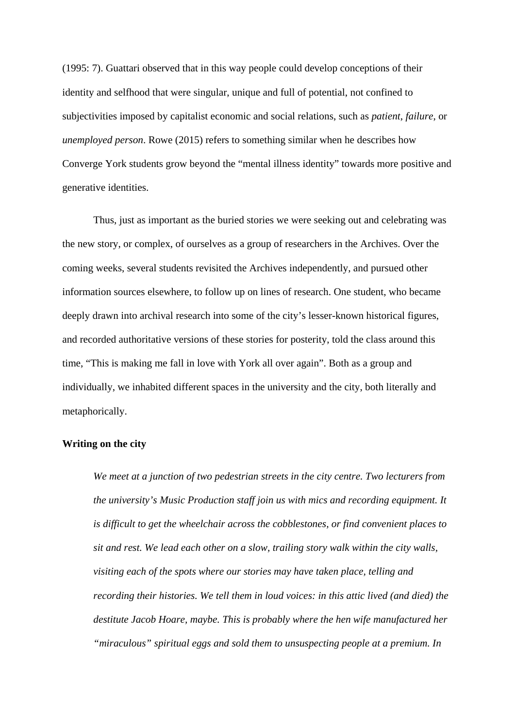(1995: 7). Guattari observed that in this way people could develop conceptions of their identity and selfhood that were singular, unique and full of potential, not confined to subjectivities imposed by capitalist economic and social relations, such as *patient*, *failure*, or *unemployed person*. Rowe (2015) refers to something similar when he describes how Converge York students grow beyond the "mental illness identity" towards more positive and generative identities.

Thus, just as important as the buried stories we were seeking out and celebrating was the new story, or complex, of ourselves as a group of researchers in the Archives. Over the coming weeks, several students revisited the Archives independently, and pursued other information sources elsewhere, to follow up on lines of research. One student, who became deeply drawn into archival research into some of the city's lesser-known historical figures, and recorded authoritative versions of these stories for posterity, told the class around this time, "This is making me fall in love with York all over again". Both as a group and individually, we inhabited different spaces in the university and the city, both literally and metaphorically.

**Writing on the city**

> *We meet at a junction of two pedestrian streets in the city centre. Two lecturers from the university's Music Production staff join us with mics and recording equipment. It is difficult to get the wheelchair across the cobblestones, or find convenient places to sit and rest. We lead each other on a slow, trailing story walk within the city walls, visiting each of the spots where our stories may have taken place, telling and recording their histories. We tell them in loud voices: in this attic lived (and died) the destitute Jacob Hoare, maybe. This is probably where the hen wife manufactured her "miraculous" spiritual eggs and sold them to unsuspecting people at a premium. In*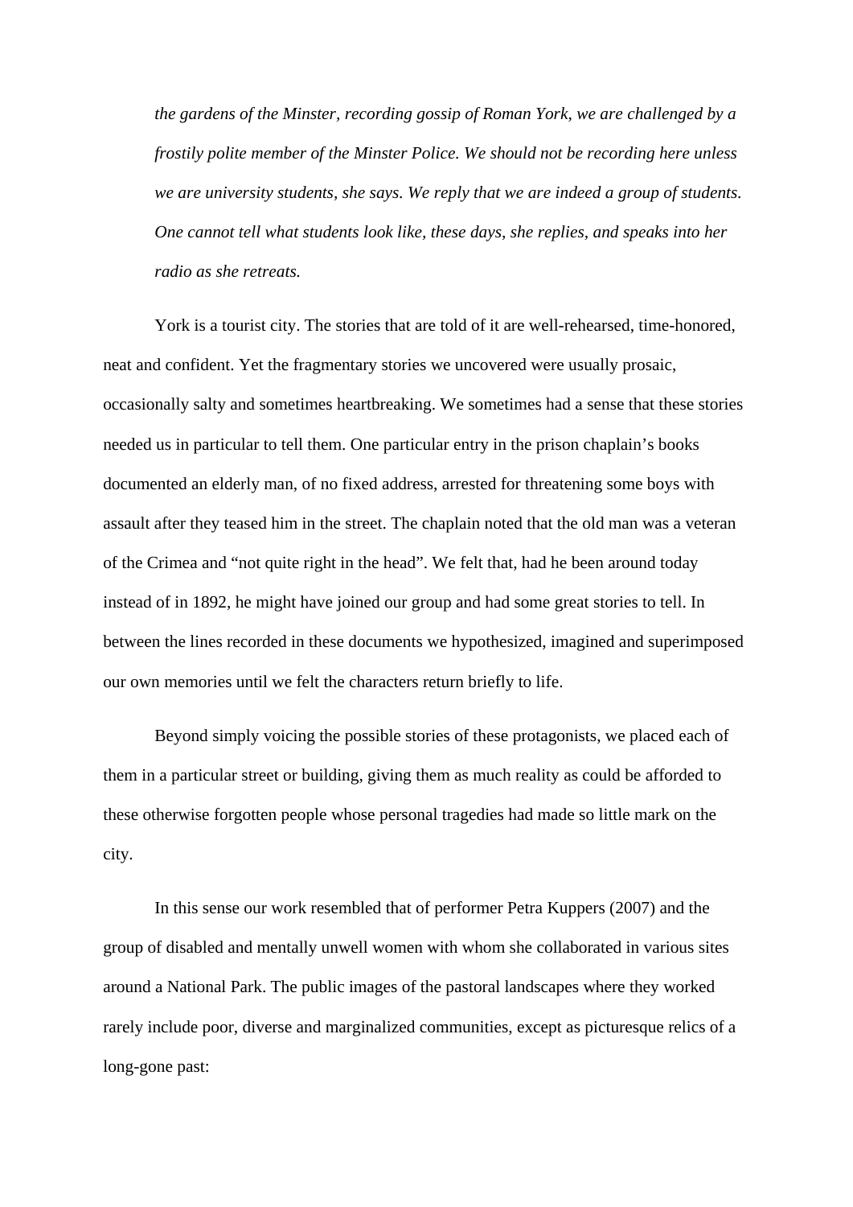*the gardens of the Minster, recording gossip of Roman York, we are challenged by a frostily polite member of the Minster Police. We should not be recording here unless we are university students, she says. We reply that we are indeed a group of students. One cannot tell what students look like, these days, she replies, and speaks into her radio as she retreats.*

York is a tourist city. The stories that are told of it are well-rehearsed, time-honored, neat and confident. Yet the fragmentary stories we uncovered were usually prosaic, occasionally salty and sometimes heartbreaking. We sometimes had a sense that these stories needed us in particular to tell them. One particular entry in the prison chaplain's books documented an elderly man, of no fixed address, arrested for threatening some boys with assault after they teased him in the street. The chaplain noted that the old man was a veteran of the Crimea and "not quite right in the head". We felt that, had he been around today instead of in 1892, he might have joined our group and had some great stories to tell. In between the lines recorded in these documents we hypothesized, imagined and superimposed our own memories until we felt the characters return briefly to life.

Beyond simply voicing the possible stories of these protagonists, we placed each of them in a particular street or building, giving them as much reality as could be afforded to these otherwise forgotten people whose personal tragedies had made so little mark on the city.

In this sense our work resembled that of performer Petra Kuppers (2007) and the group of disabled and mentally unwell women with whom she collaborated in various sites around a National Park. The public images of the pastoral landscapes where they worked rarely include poor, diverse and marginalized communities, except as picturesque relics of a long-gone past: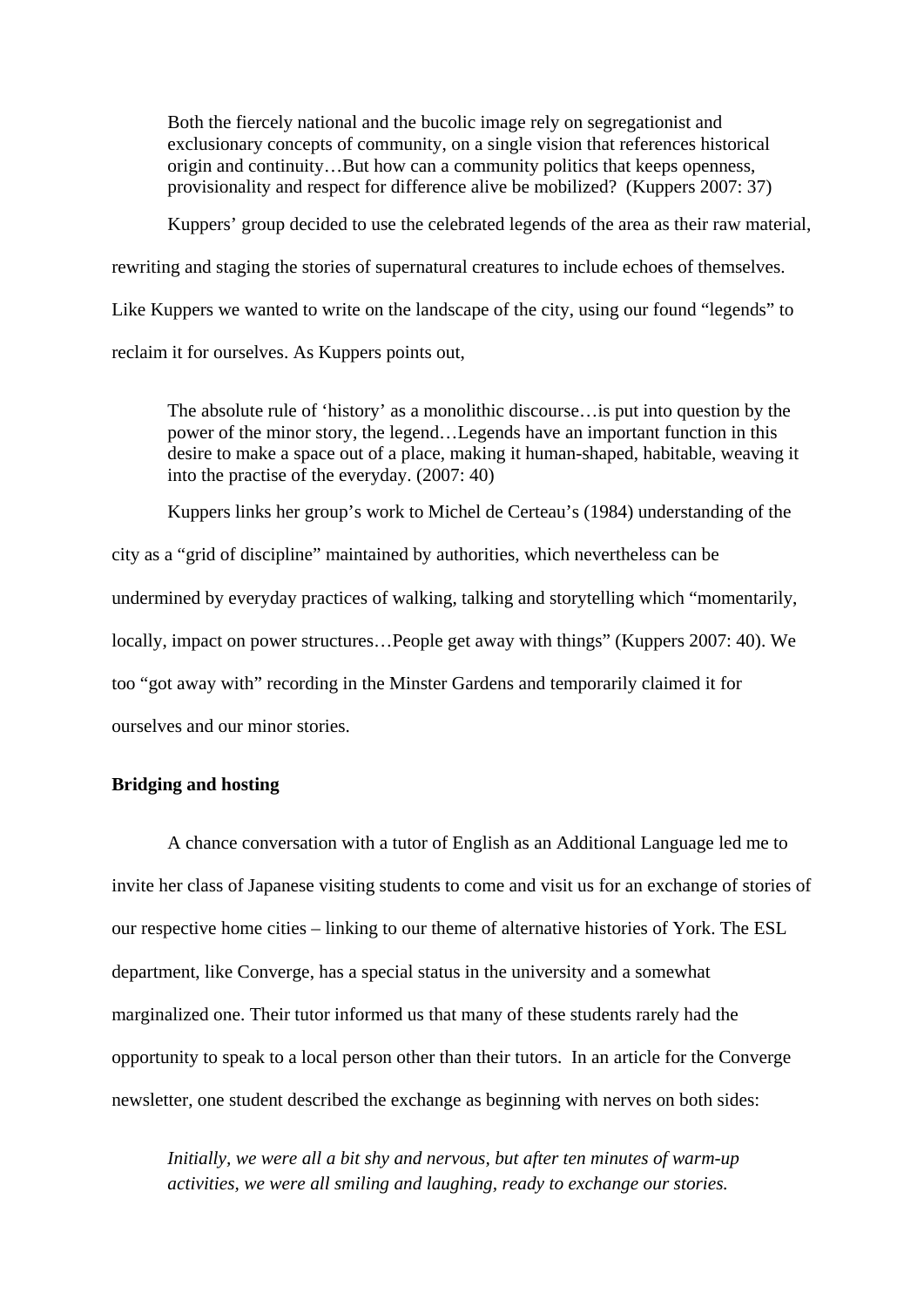> Both the fiercely national and the bucolic image rely on segregationist and exclusionary concepts of community, on a single vision that references historical origin and continuity…But how can a community politics that keeps openness, provisionality and respect for difference alive be mobilized? (Kuppers 2007: 37)

Kuppers' group decided to use the celebrated legends of the area as their raw material, rewriting and staging the stories of supernatural creatures to include echoes of themselves. Like Kuppers we wanted to write on the landscape of the city, using our found "legends" to reclaim it for ourselves. As Kuppers points out,

> The absolute rule of 'history' as a monolithic discourse…is put into question by the power of the minor story, the legend…Legends have an important function in this desire to make a space out of a place, making it human-shaped, habitable, weaving it into the practise of the everyday. (2007: 40)

Kuppers links her group's work to Michel de Certeau's (1984) understanding of the city as a "grid of discipline" maintained by authorities, which nevertheless can be undermined by everyday practices of walking, talking and storytelling which "momentarily, locally, impact on power structures…People get away with things" (Kuppers 2007: 40). We too "got away with" recording in the Minster Gardens and temporarily claimed it for ourselves and our minor stories.

**Bridging and hosting**

A chance conversation with a tutor of English as an Additional Language led me to invite her class of Japanese visiting students to come and visit us for an exchange of stories of our respective home cities – linking to our theme of alternative histories of York. The ESL department, like Converge, has a special status in the university and a somewhat marginalized one. Their tutor informed us that many of these students rarely had the opportunity to speak to a local person other than their tutors. In an article for the Converge newsletter, one student described the exchange as beginning with nerves on both sides:

> *Initially, we were all a bit shy and nervous, but after ten minutes of warm-up activities, we were all smiling and laughing, ready to exchange our stories.*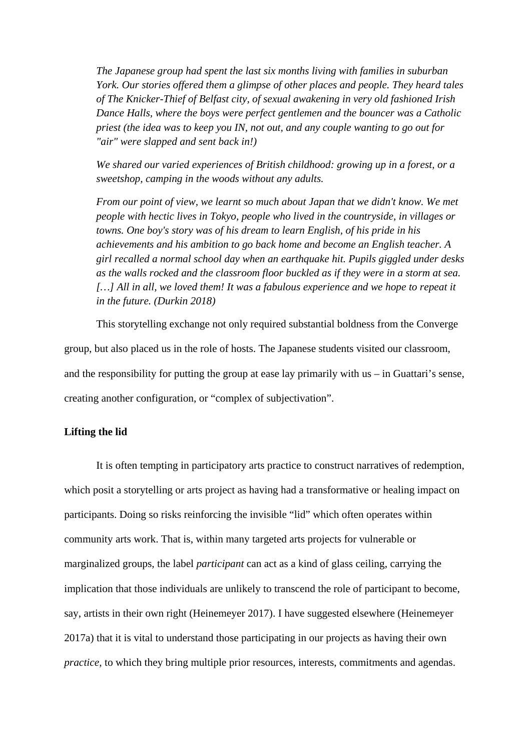*The Japanese group had spent the last six months living with families in suburban York. Our stories offered them a glimpse of other places and people. They heard tales of The Knicker-Thief of Belfast city, of sexual awakening in very old fashioned Irish Dance Halls, where the boys were perfect gentlemen and the bouncer was a Catholic priest (the idea was to keep you IN, not out, and any couple wanting to go out for "air" were slapped and sent back in!)*

*We shared our varied experiences of British childhood: growing up in a forest, or a sweetshop, camping in the woods without any adults.*

*From our point of view, we learnt so much about Japan that we didn't know. We met people with hectic lives in Tokyo, people who lived in the countryside, in villages or towns. One boy's story was of his dream to learn English, of his pride in his achievements and his ambition to go back home and become an English teacher. A girl recalled a normal school day when an earthquake hit. Pupils giggled under desks as the walls rocked and the classroom floor buckled as if they were in a storm at sea. […] All in all, we loved them! It was a fabulous experience and we hope to repeat it in the future. (Durkin 2018)*

This storytelling exchange not only required substantial boldness from the Converge group, but also placed us in the role of hosts. The Japanese students visited our classroom, and the responsibility for putting the group at ease lay primarily with us – in Guattari's sense, creating another configuration, or "complex of subjectivation".

**Lifting the lid**

It is often tempting in participatory arts practice to construct narratives of redemption, which posit a storytelling or arts project as having had a transformative or healing impact on participants. Doing so risks reinforcing the invisible "lid" which often operates within community arts work. That is, within many targeted arts projects for vulnerable or marginalized groups, the label *participant* can act as a kind of glass ceiling, carrying the implication that those individuals are unlikely to transcend the role of participant to become, say, artists in their own right (Heinemeyer 2017). I have suggested elsewhere (Heinemeyer 2017a) that it is vital to understand those participating in our projects as having their own *practice*, to which they bring multiple prior resources, interests, commitments and agendas.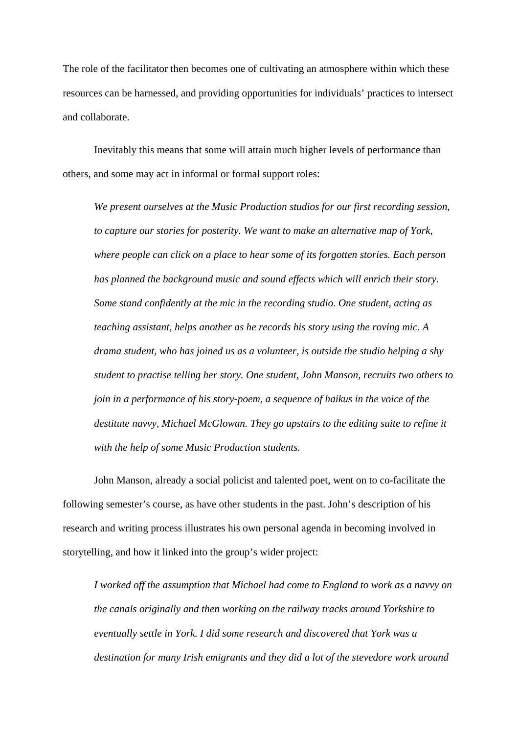The role of the facilitator then becomes one of cultivating an atmosphere within which these resources can be harnessed, and providing opportunities for individuals' practices to intersect and collaborate.

Inevitably this means that some will attain much higher levels of performance than others, and some may act in informal or formal support roles:

> *We present ourselves at the Music Production studios for our first recording session, to capture our stories for posterity. We want to make an alternative map of York, where people can click on a place to hear some of its forgotten stories. Each person has planned the background music and sound effects which will enrich their story. Some stand confidently at the mic in the recording studio. One student, acting as teaching assistant, helps another as he records his story using the roving mic. A drama student, who has joined us as a volunteer, is outside the studio helping a shy student to practise telling her story. One student, John Manson, recruits two others to join in a performance of his story-poem, a sequence of haikus in the voice of the destitute navvy, Michael McGlowan. They go upstairs to the editing suite to refine it with the help of some Music Production students.*

John Manson, already a social policist and talented poet, went on to co-facilitate the following semester's course, as have other students in the past. John's description of his research and writing process illustrates his own personal agenda in becoming involved in storytelling, and how it linked into the group's wider project:

> *I worked off the assumption that Michael had come to England to work as a navvy on the canals originally and then working on the railway tracks around Yorkshire to eventually settle in York. I did some research and discovered that York was a destination for many Irish emigrants and they did a lot of the stevedore work around*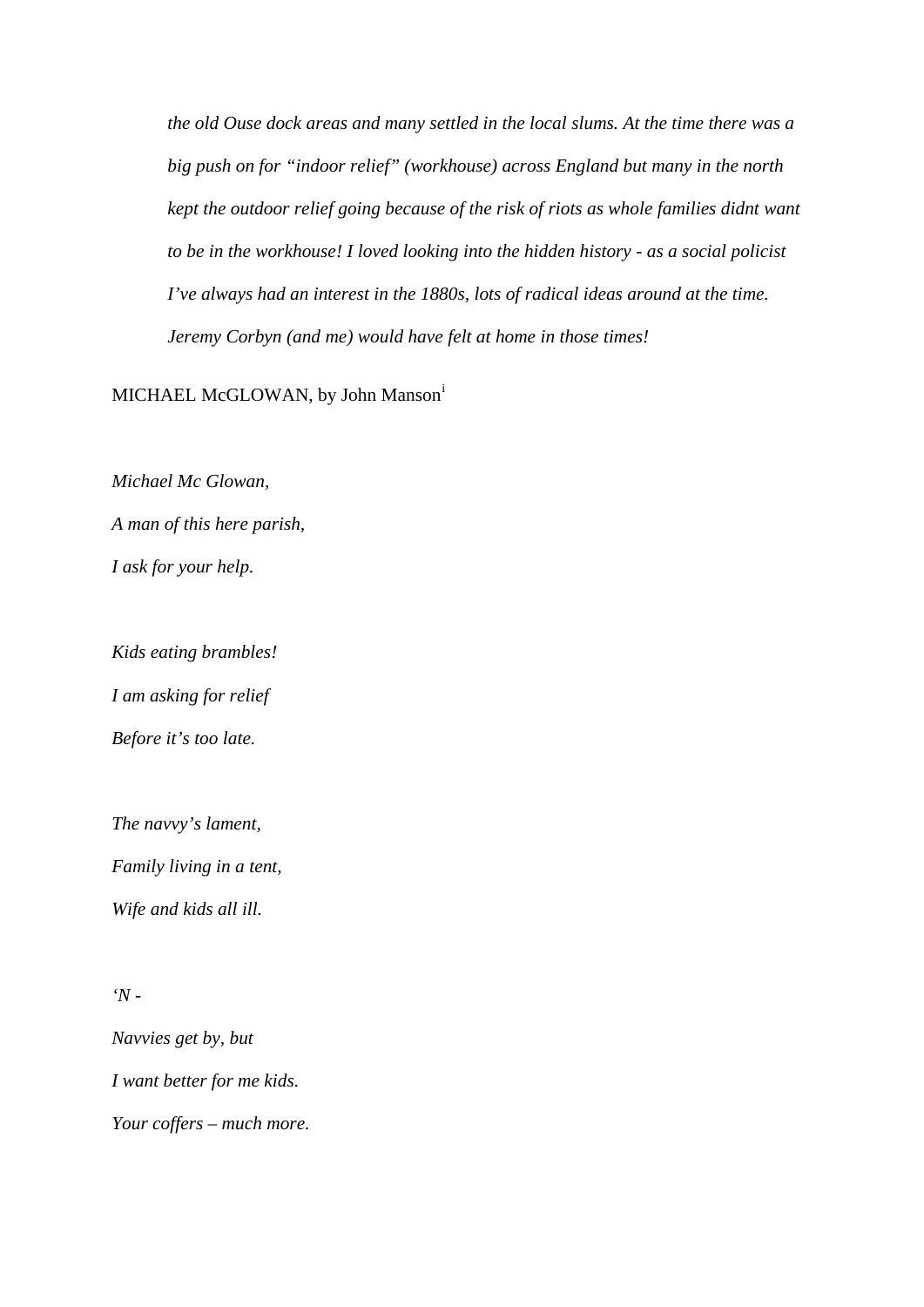*the old Ouse dock areas and many settled in the local slums. At the time there was a big push on for "indoor relief" (workhouse) across England but many in the north kept the outdoor relief going because of the risk of riots as whole families didnt want to be in the workhouse! I loved looking into the hidden history - as a social policist I've always had an interest in the 1880s, lots of radical ideas around at the time. Jeremy Corbyn (and me) would have felt at home in those times!*

MICHAEL McGLOWAN, by John Manson[i]

*Michael Mc Glowan,*
*A man of this here parish,*
*I ask for your help.*

*Kids eating brambles!*
*I am asking for relief*
*Before it's too late.*

*The navvy's lament,*
*Family living in a tent,*
*Wife and kids all ill.*

*'N -*
*Navvies get by, but*
*I want better for me kids.*
*Your coffers – much more.*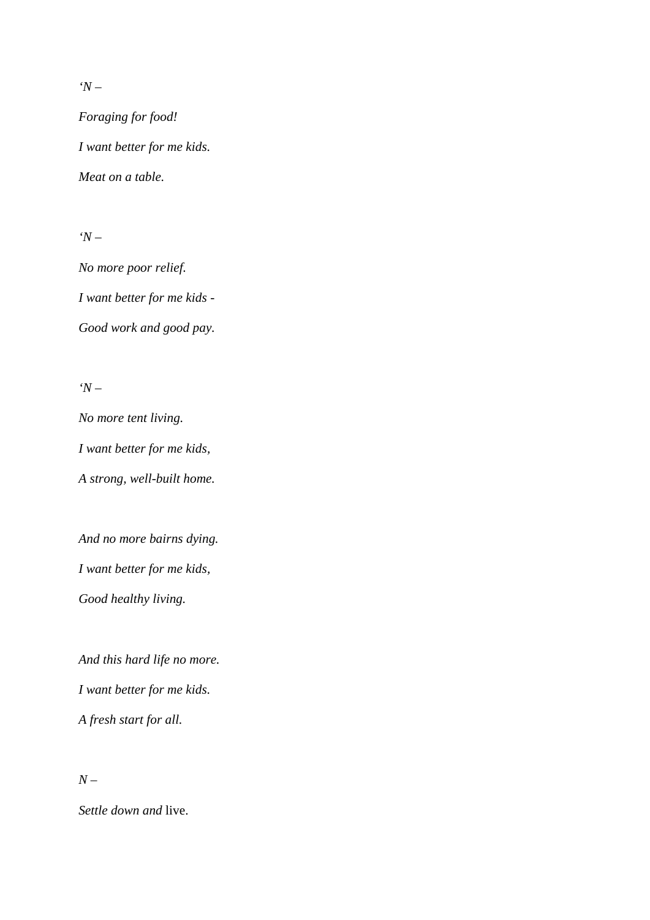*‘N –*

*Foraging for food!*

*I want better for me kids.*

*Meat on a table.*

*‘N –*

*No more poor relief.*

*I want better for me kids -*

*Good work and good pay.*

*‘N –*

*No more tent living.*

*I want better for me kids,*

*A strong, well-built home.*

*And no more bairns dying.*

*I want better for me kids,*

*Good healthy living.*

*And this hard life no more.*

*I want better for me kids.*

*A fresh start for all.*

*N –*

*Settle down and* live.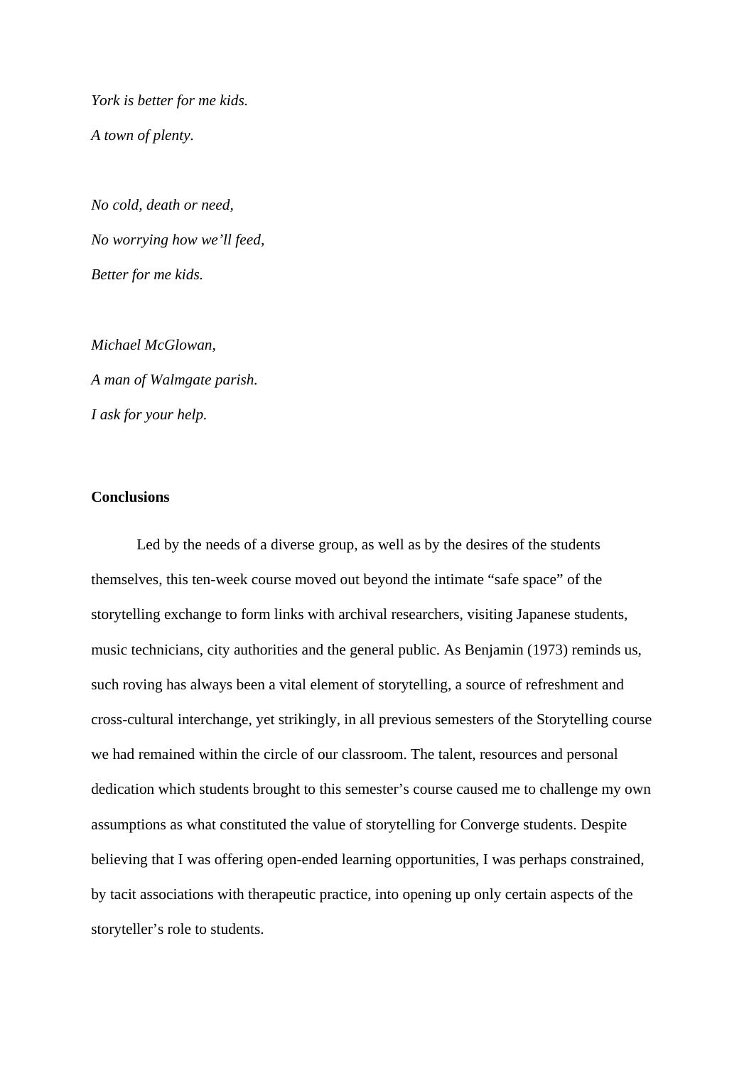*York is better for me kids.*

*A town of plenty.*

*No cold, death or need,*

*No worrying how we'll feed,*

*Better for me kids.*

*Michael McGlowan,*

*A man of Walmgate parish.*

*I ask for your help.*

**Conclusions**

Led by the needs of a diverse group, as well as by the desires of the students themselves, this ten-week course moved out beyond the intimate "safe space" of the storytelling exchange to form links with archival researchers, visiting Japanese students, music technicians, city authorities and the general public. As Benjamin (1973) reminds us, such roving has always been a vital element of storytelling, a source of refreshment and cross-cultural interchange, yet strikingly, in all previous semesters of the Storytelling course we had remained within the circle of our classroom. The talent, resources and personal dedication which students brought to this semester's course caused me to challenge my own assumptions as what constituted the value of storytelling for Converge students. Despite believing that I was offering open-ended learning opportunities, I was perhaps constrained, by tacit associations with therapeutic practice, into opening up only certain aspects of the storyteller's role to students.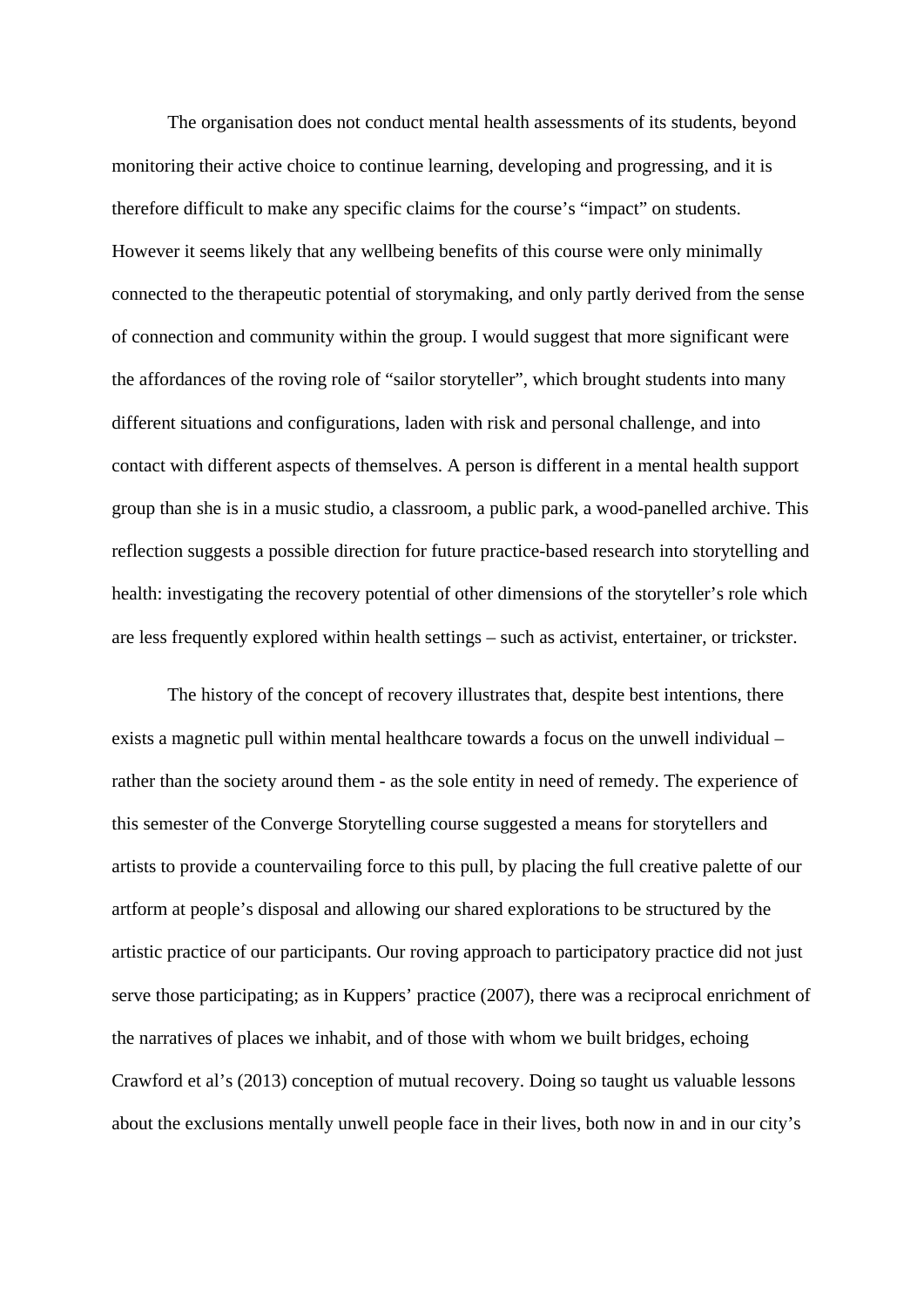The organisation does not conduct mental health assessments of its students, beyond monitoring their active choice to continue learning, developing and progressing, and it is therefore difficult to make any specific claims for the course's "impact" on students. However it seems likely that any wellbeing benefits of this course were only minimally connected to the therapeutic potential of storymaking, and only partly derived from the sense of connection and community within the group. I would suggest that more significant were the affordances of the roving role of "sailor storyteller", which brought students into many different situations and configurations, laden with risk and personal challenge, and into contact with different aspects of themselves. A person is different in a mental health support group than she is in a music studio, a classroom, a public park, a wood-panelled archive. This reflection suggests a possible direction for future practice-based research into storytelling and health: investigating the recovery potential of other dimensions of the storyteller's role which are less frequently explored within health settings – such as activist, entertainer, or trickster.

The history of the concept of recovery illustrates that, despite best intentions, there exists a magnetic pull within mental healthcare towards a focus on the unwell individual – rather than the society around them - as the sole entity in need of remedy. The experience of this semester of the Converge Storytelling course suggested a means for storytellers and artists to provide a countervailing force to this pull, by placing the full creative palette of our artform at people's disposal and allowing our shared explorations to be structured by the artistic practice of our participants. Our roving approach to participatory practice did not just serve those participating; as in Kuppers' practice (2007), there was a reciprocal enrichment of the narratives of places we inhabit, and of those with whom we built bridges, echoing Crawford et al's (2013) conception of mutual recovery. Doing so taught us valuable lessons about the exclusions mentally unwell people face in their lives, both now in and in our city's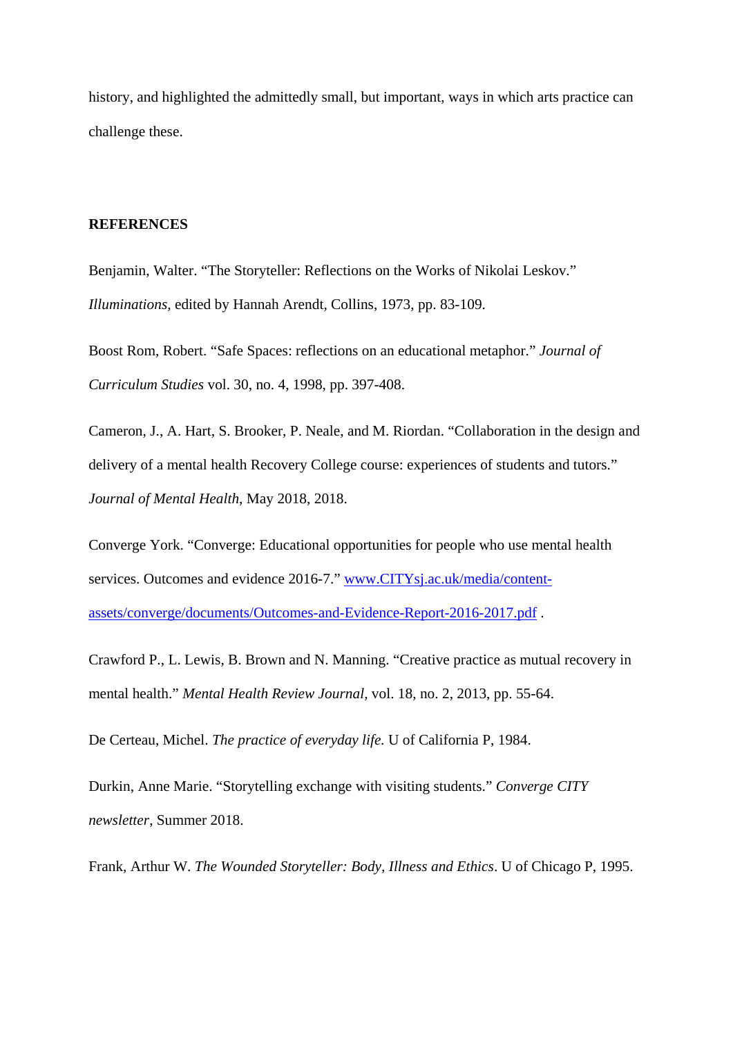history, and highlighted the admittedly small, but important, ways in which arts practice can challenge these.

**REFERENCES**

Benjamin, Walter. "The Storyteller: Reflections on the Works of Nikolai Leskov." *Illuminations*, edited by Hannah Arendt, Collins, 1973, pp. 83-109.

Boost Rom, Robert. "Safe Spaces: reflections on an educational metaphor." *Journal of Curriculum Studies* vol. 30, no. 4, 1998, pp. 397-408.

Cameron, J., A. Hart, S. Brooker, P. Neale, and M. Riordan. "Collaboration in the design and delivery of a mental health Recovery College course: experiences of students and tutors." *Journal of Mental Health*, May 2018, 2018.

Converge York. "Converge: Educational opportunities for people who use mental health services. Outcomes and evidence 2016-7." [www.CITYsj.ac.uk/media/content-assets/converge/documents/Outcomes-and-Evidence-Report-2016-2017.pdf](www.CITYsj.ac.uk/media/content-assets/converge/documents/Outcomes-and-Evidence-Report-2016-2017.pdf) .

Crawford P., L. Lewis, B. Brown and N. Manning. "Creative practice as mutual recovery in mental health." *Mental Health Review Journal*, vol. 18, no. 2, 2013, pp. 55-64.

De Certeau, Michel. *The practice of everyday life.* U of California P, 1984.

Durkin, Anne Marie. "Storytelling exchange with visiting students." *Converge CITY newsletter*, Summer 2018.

Frank, Arthur W. *The Wounded Storyteller: Body, Illness and Ethics*. U of Chicago P, 1995.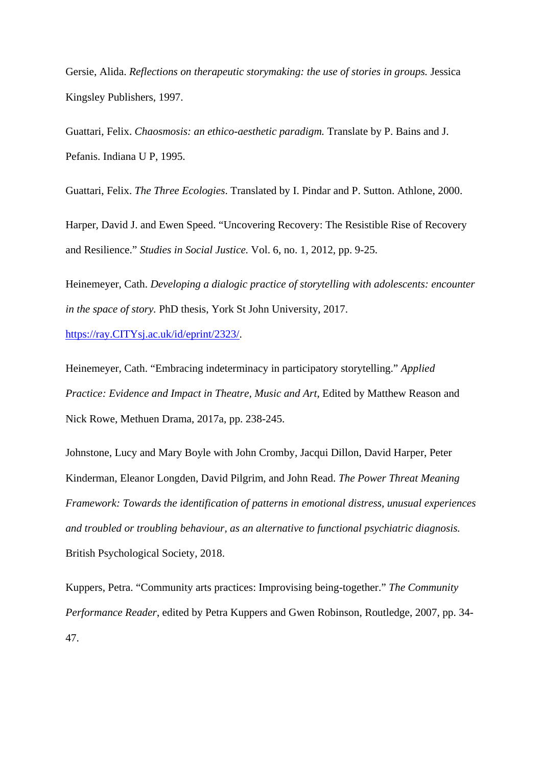Gersie, Alida. *Reflections on therapeutic storymaking: the use of stories in groups.* Jessica Kingsley Publishers, 1997.

Guattari, Felix. *Chaosmosis: an ethico-aesthetic paradigm.* Translate by P. Bains and J. Pefanis. Indiana U P, 1995.

Guattari, Felix. *The Three Ecologies*. Translated by I. Pindar and P. Sutton. Athlone, 2000.

Harper, David J. and Ewen Speed. "Uncovering Recovery: The Resistible Rise of Recovery and Resilience." *Studies in Social Justice.* Vol. 6, no. 1, 2012, pp. 9-25.

Heinemeyer, Cath. *Developing a dialogic practice of storytelling with adolescents: encounter in the space of story.* PhD thesis, York St John University, 2017. [https://ray.CITYsj.ac.uk/id/eprint/2323/](https://ray.CITYsj.ac.uk/id/eprint/2323/).

Heinemeyer, Cath. "Embracing indeterminacy in participatory storytelling." *Applied Practice: Evidence and Impact in Theatre, Music and Art*, Edited by Matthew Reason and Nick Rowe, Methuen Drama, 2017a, pp. 238-245.

Johnstone, Lucy and Mary Boyle with John Cromby, Jacqui Dillon, David Harper, Peter Kinderman, Eleanor Longden, David Pilgrim, and John Read. *The Power Threat Meaning Framework: Towards the identification of patterns in emotional distress, unusual experiences and troubled or troubling behaviour, as an alternative to functional psychiatric diagnosis.* British Psychological Society, 2018.

Kuppers, Petra. "Community arts practices: Improvising being-together." *The Community Performance Reader*, edited by Petra Kuppers and Gwen Robinson, Routledge, 2007, pp. 34-47.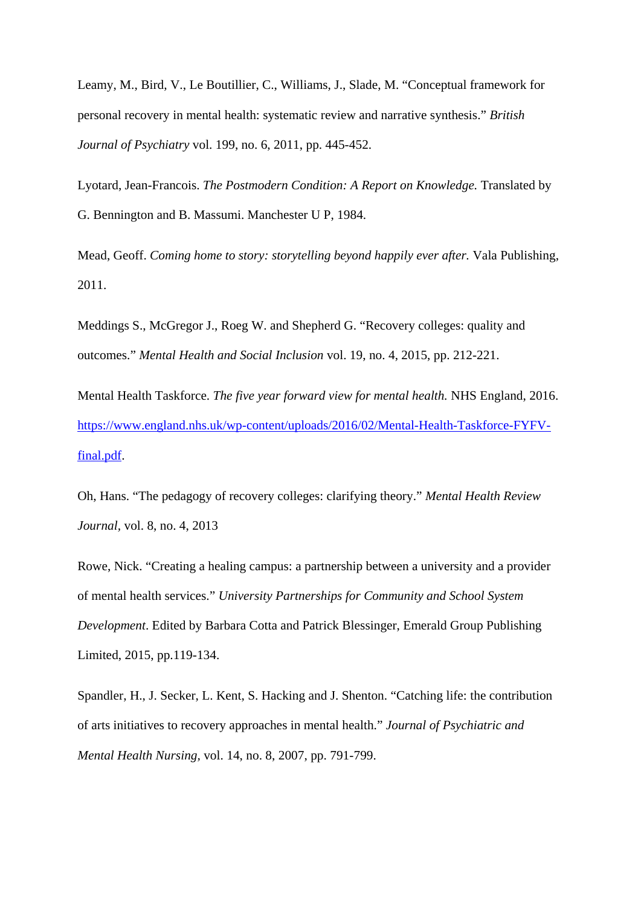Leamy, M., Bird, V., Le Boutillier, C., Williams, J., Slade, M. "Conceptual framework for personal recovery in mental health: systematic review and narrative synthesis." *British Journal of Psychiatry* vol. 199, no. 6, 2011, pp. 445-452.

Lyotard, Jean-Francois. *The Postmodern Condition: A Report on Knowledge.* Translated by G. Bennington and B. Massumi. Manchester U P, 1984.

Mead, Geoff. *Coming home to story: storytelling beyond happily ever after.* Vala Publishing, 2011.

Meddings S., McGregor J., Roeg W. and Shepherd G. "Recovery colleges: quality and outcomes." *Mental Health and Social Inclusion* vol. 19, no. 4, 2015, pp. 212-221.

Mental Health Taskforce. *The five year forward view for mental health.* NHS England, 2016. [https://www.england.nhs.uk/wp-content/uploads/2016/02/Mental-Health-Taskforce-FYFV-final.pdf](https://www.england.nhs.uk/wp-content/uploads/2016/02/Mental-Health-Taskforce-FYFV-final.pdf).

Oh, Hans. "The pedagogy of recovery colleges: clarifying theory." *Mental Health Review Journal*, vol. 8, no. 4, 2013

Rowe, Nick. "Creating a healing campus: a partnership between a university and a provider of mental health services." *University Partnerships for Community and School System Development*. Edited by Barbara Cotta and Patrick Blessinger, Emerald Group Publishing Limited, 2015, pp.119-134.

Spandler, H., J. Secker, L. Kent, S. Hacking and J. Shenton. "Catching life: the contribution of arts initiatives to recovery approaches in mental health." *Journal of Psychiatric and Mental Health Nursing*, vol. 14, no. 8, 2007, pp. 791-799.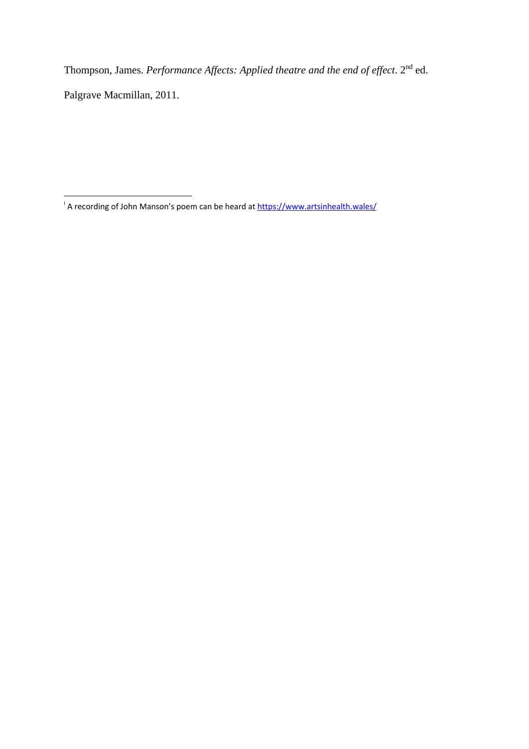Thompson, James. *Performance Affects: Applied theatre and the end of effect*. 2nd ed. Palgrave Macmillan, 2011.

---

[i] A recording of John Manson's poem can be heard at https://www.artsinhealth.wales/